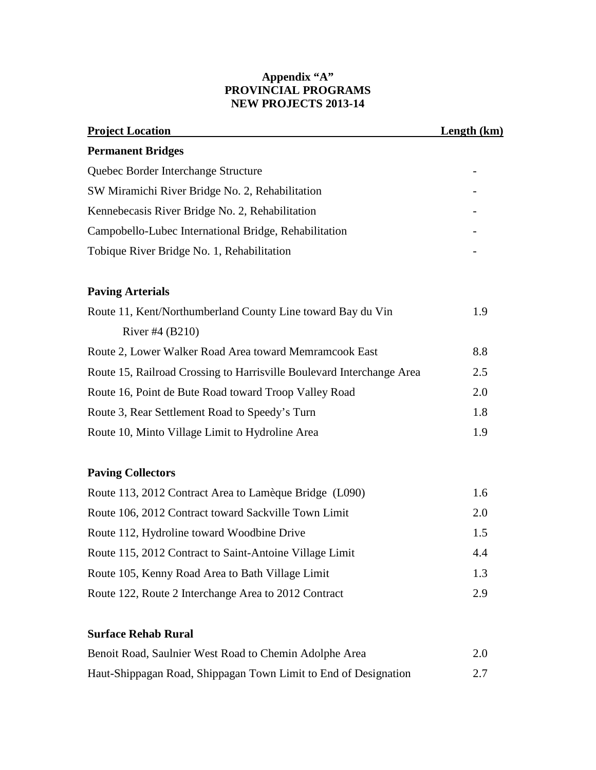**Appendix "A"**
**PROVINCIAL PROGRAMS**
**NEW PROJECTS 2013-14**

| Project Location | Length (km) |
|---|---|
| **Permanent Bridges** | |
| Quebec Border Interchange Structure | - |
| SW Miramichi River Bridge No. 2, Rehabilitation | - |
| Kennebecasis River Bridge No. 2, Rehabilitation | - |
| Campobello-Lubec International Bridge, Rehabilitation | - |
| Tobique River Bridge No. 1, Rehabilitation | - |
| **Paving Arterials** | |
| Route 11, Kent/Northumberland County Line toward Bay du Vin River #4 (B210) | 1.9 |
| Route 2, Lower Walker Road Area toward Memramcook East | 8.8 |
| Route 15, Railroad Crossing to Harrisville Boulevard Interchange Area | 2.5 |
| Route 16, Point de Bute Road toward Troop Valley Road | 2.0 |
| Route 3, Rear Settlement Road to Speedy's Turn | 1.8 |
| Route 10, Minto Village Limit to Hydroline Area | 1.9 |
| **Paving Collectors** | |
| Route 113, 2012 Contract Area to Lamèque Bridge (L090) | 1.6 |
| Route 106, 2012 Contract toward Sackville Town Limit | 2.0 |
| Route 112, Hydroline toward Woodbine Drive | 1.5 |
| Route 115, 2012 Contract to Saint-Antoine Village Limit | 4.4 |
| Route 105, Kenny Road Area to Bath Village Limit | 1.3 |
| Route 122, Route 2 Interchange Area to 2012 Contract | 2.9 |
| **Surface Rehab Rural** | |
| Benoit Road, Saulnier West Road to Chemin Adolphe Area | 2.0 |
| Haut-Shippagan Road, Shippagan Town Limit to End of Designation | 2.7 |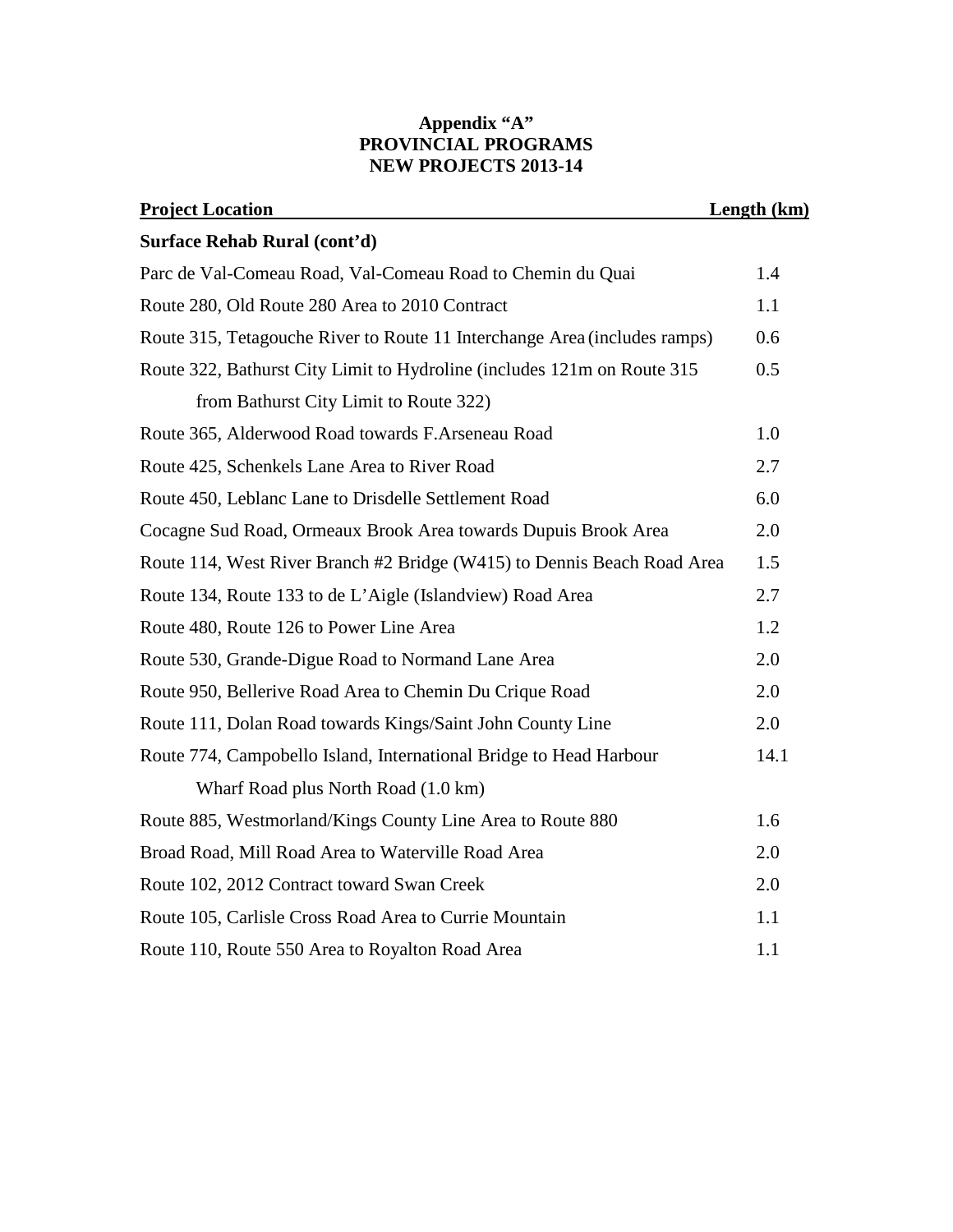**Appendix "A"**
**PROVINCIAL PROGRAMS**
**NEW PROJECTS 2013-14**

| Project Location | Length (km) |
|---|---|
| **Surface Rehab Rural (cont'd)** | |
| Parc de Val-Comeau Road, Val-Comeau Road to Chemin du Quai | 1.4 |
| Route 280, Old Route 280 Area to 2010 Contract | 1.1 |
| Route 315, Tetagouche River to Route 11 Interchange Area (includes ramps) | 0.6 |
| Route 322, Bathurst City Limit to Hydroline (includes 121m on Route 315 from Bathurst City Limit to Route 322) | 0.5 |
| Route 365, Alderwood Road towards F.Arseneau Road | 1.0 |
| Route 425, Schenkels Lane Area to River Road | 2.7 |
| Route 450, Leblanc Lane to Drisdelle Settlement Road | 6.0 |
| Cocagne Sud Road, Ormeaux Brook Area towards Dupuis Brook Area | 2.0 |
| Route 114, West River Branch #2 Bridge (W415) to Dennis Beach Road Area | 1.5 |
| Route 134, Route 133 to de L'Aigle (Islandview) Road Area | 2.7 |
| Route 480, Route 126 to Power Line Area | 1.2 |
| Route 530, Grande-Digue Road to Normand Lane Area | 2.0 |
| Route 950, Bellerive Road Area to Chemin Du Crique Road | 2.0 |
| Route 111, Dolan Road towards Kings/Saint John County Line | 2.0 |
| Route 774, Campobello Island, International Bridge to Head Harbour Wharf Road plus North Road (1.0 km) | 14.1 |
| Route 885, Westmorland/Kings County Line Area to Route 880 | 1.6 |
| Broad Road, Mill Road Area to Waterville Road Area | 2.0 |
| Route 102, 2012 Contract toward Swan Creek | 2.0 |
| Route 105, Carlisle Cross Road Area to Currie Mountain | 1.1 |
| Route 110, Route 550 Area to Royalton Road Area | 1.1 |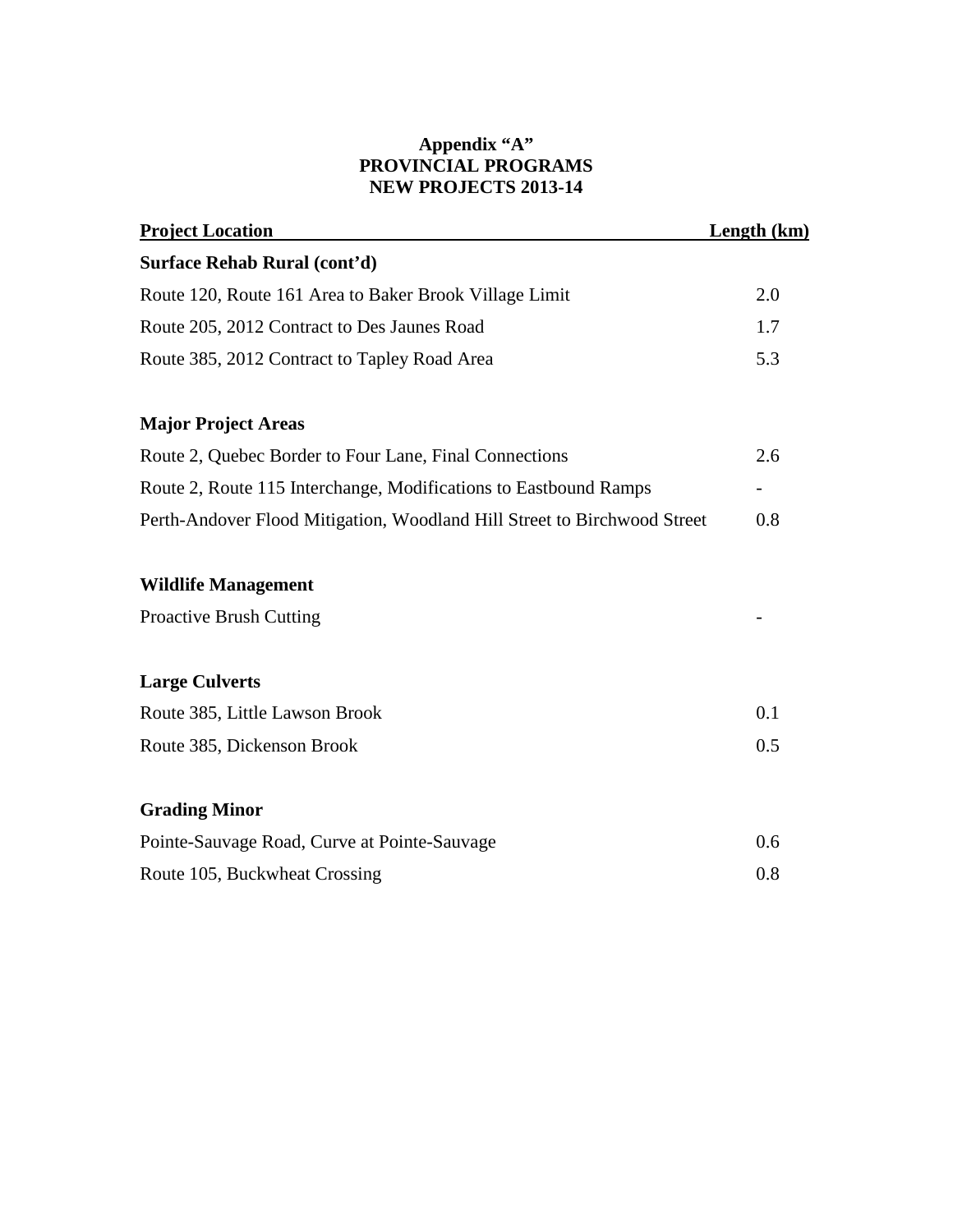**Appendix "A"**
**PROVINCIAL PROGRAMS**
**NEW PROJECTS 2013-14**

| Project Location | Length (km) |
|---|---|
| **Surface Rehab Rural (cont'd)** | |
| Route 120, Route 161 Area to Baker Brook Village Limit | 2.0 |
| Route 205, 2012 Contract to Des Jaunes Road | 1.7 |
| Route 385, 2012 Contract to Tapley Road Area | 5.3 |
| | |
| **Major Project Areas** | |
| Route 2, Quebec Border to Four Lane, Final Connections | 2.6 |
| Route 2, Route 115 Interchange, Modifications to Eastbound Ramps | - |
| Perth-Andover Flood Mitigation, Woodland Hill Street to Birchwood Street | 0.8 |
| | |
| **Wildlife Management** | |
| Proactive Brush Cutting | - |
| | |
| **Large Culverts** | |
| Route 385, Little Lawson Brook | 0.1 |
| Route 385, Dickenson Brook | 0.5 |
| | |
| **Grading Minor** | |
| Pointe-Sauvage Road, Curve at Pointe-Sauvage | 0.6 |
| Route 105, Buckwheat Crossing | 0.8 |